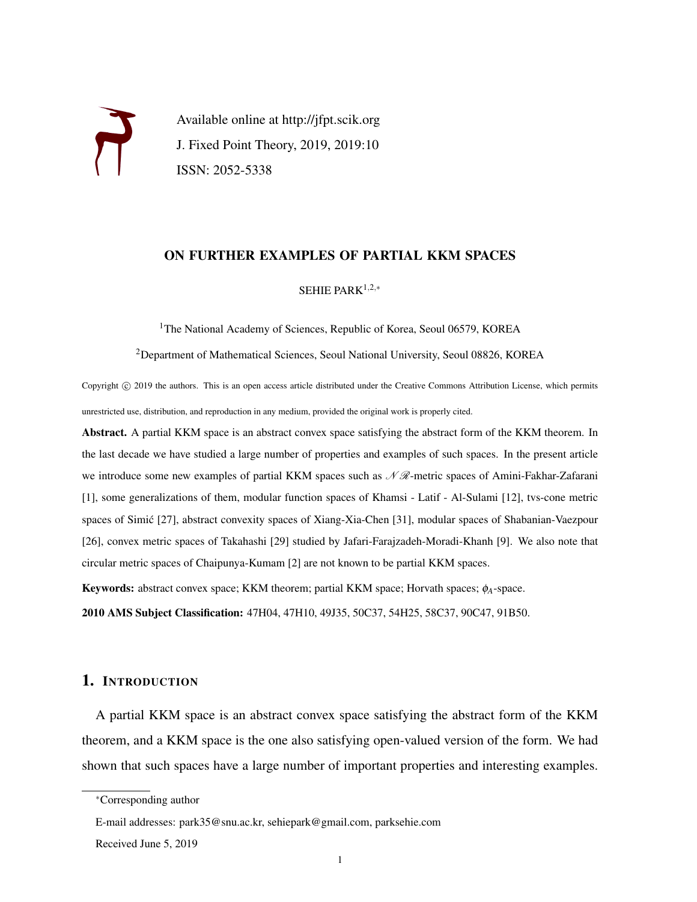Available online at http://jfpt.scik.org

J. Fixed Point Theory, 2019, 2019:10

ISSN: 2052-5338

# ON FURTHER EXAMPLES OF PARTIAL KKM SPACES

SEHIE PARK[1,2,*]

[1]The National Academy of Sciences, Republic of Korea, Seoul 06579, KOREA

[2]Department of Mathematical Sciences, Seoul National University, Seoul 08826, KOREA

Copyright © 2019 the authors. This is an open access article distributed under the Creative Commons Attribution License, which permits unrestricted use, distribution, and reproduction in any medium, provided the original work is properly cited.

**Abstract.** A partial KKM space is an abstract convex space satisfying the abstract form of the KKM theorem. In the last decade we have studied a large number of properties and examples of such spaces. In the present article we introduce some new examples of partial KKM spaces such as $\mathscr{N}\mathscr{R}$-metric spaces of Amini-Fakhar-Zafarani [1], some generalizations of them, modular function spaces of Khamsi - Latif - Al-Sulami [12], tvs-cone metric spaces of Simić [27], abstract convexity spaces of Xiang-Xia-Chen [31], modular spaces of Shabanian-Vaezpour [26], convex metric spaces of Takahashi [29] studied by Jafari-Farajzadeh-Moradi-Khanh [9]. We also note that circular metric spaces of Chaipunya-Kumam [2] are not known to be partial KKM spaces.

**Keywords:** abstract convex space; KKM theorem; partial KKM space; Horvath spaces; $\phi_A$-space.

**2010 AMS Subject Classification:** 47H04, 47H10, 49J35, 50C37, 54H25, 58C37, 90C47, 91B50.

## 1. Introduction

A partial KKM space is an abstract convex space satisfying the abstract form of the KKM theorem, and a KKM space is the one also satisfying open-valued version of the form. We had shown that such spaces have a large number of important properties and interesting examples.

*Corresponding author

E-mail addresses: park35@snu.ac.kr, sehiepark@gmail.com, parksehie.com

Received June 5, 2019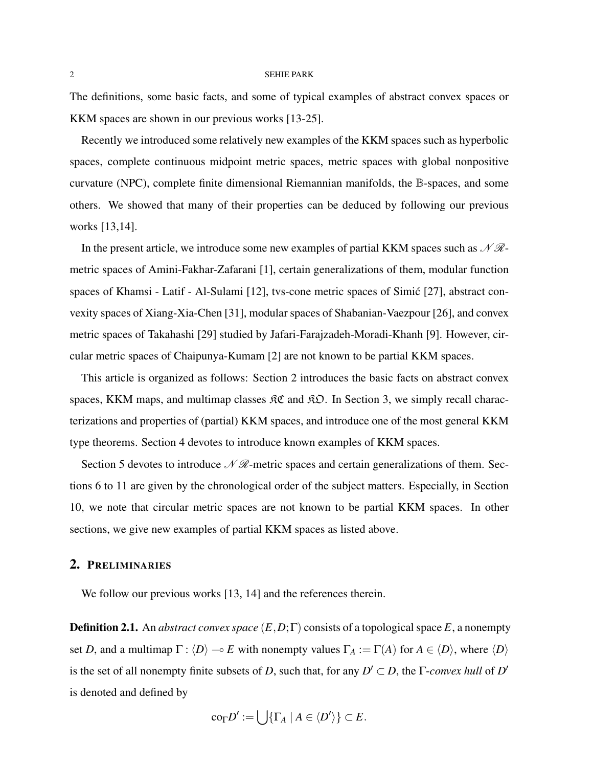The definitions, some basic facts, and some of typical examples of abstract convex spaces or KKM spaces are shown in our previous works [13-25].

Recently we introduced some relatively new examples of the KKM spaces such as hyperbolic spaces, complete continuous midpoint metric spaces, metric spaces with global nonpositive curvature (NPC), complete finite dimensional Riemannian manifolds, the $\mathbb{B}$-spaces, and some others. We showed that many of their properties can be deduced by following our previous works [13,14].

In the present article, we introduce some new examples of partial KKM spaces such as $\mathscr{N}\mathscr{R}$-metric spaces of Amini-Fakhar-Zafarani [1], certain generalizations of them, modular function spaces of Khamsi - Latif - Al-Sulami [12], tvs-cone metric spaces of Simić [27], abstract convexity spaces of Xiang-Xia-Chen [31], modular spaces of Shabanian-Vaezpour [26], and convex metric spaces of Takahashi [29] studied by Jafari-Farajzadeh-Moradi-Khanh [9]. However, circular metric spaces of Chaipunya-Kumam [2] are not known to be partial KKM spaces.

This article is organized as follows: Section 2 introduces the basic facts on abstract convex spaces, KKM maps, and multimap classes $\mathfrak{KC}$ and $\mathfrak{KO}$. In Section 3, we simply recall characterizations and properties of (partial) KKM spaces, and introduce one of the most general KKM type theorems. Section 4 devotes to introduce known examples of KKM spaces.

Section 5 devotes to introduce $\mathscr{N}\mathscr{R}$-metric spaces and certain generalizations of them. Sections 6 to 11 are given by the chronological order of the subject matters. Especially, in Section 10, we note that circular metric spaces are not known to be partial KKM spaces. In other sections, we give new examples of partial KKM spaces as listed above.

## 2. Preliminaries

We follow our previous works [13, 14] and the references therein.

**Definition 2.1.** An *abstract convex space* $(E,D;\Gamma)$ consists of a topological space $E$, a nonempty set $D$, and a multimap $\Gamma : \langle D\rangle \multimap E$ with nonempty values $\Gamma_A := \Gamma(A)$ for $A \in \langle D\rangle$, where $\langle D\rangle$ is the set of all nonempty finite subsets of $D$, such that, for any $D' \subset D$, the $\Gamma$-*convex hull* of $D'$ is denoted and defined by

$$\mathrm{co}_\Gamma D' := \bigcup\{\Gamma_A \mid A \in \langle D'\rangle\} \subset E.$$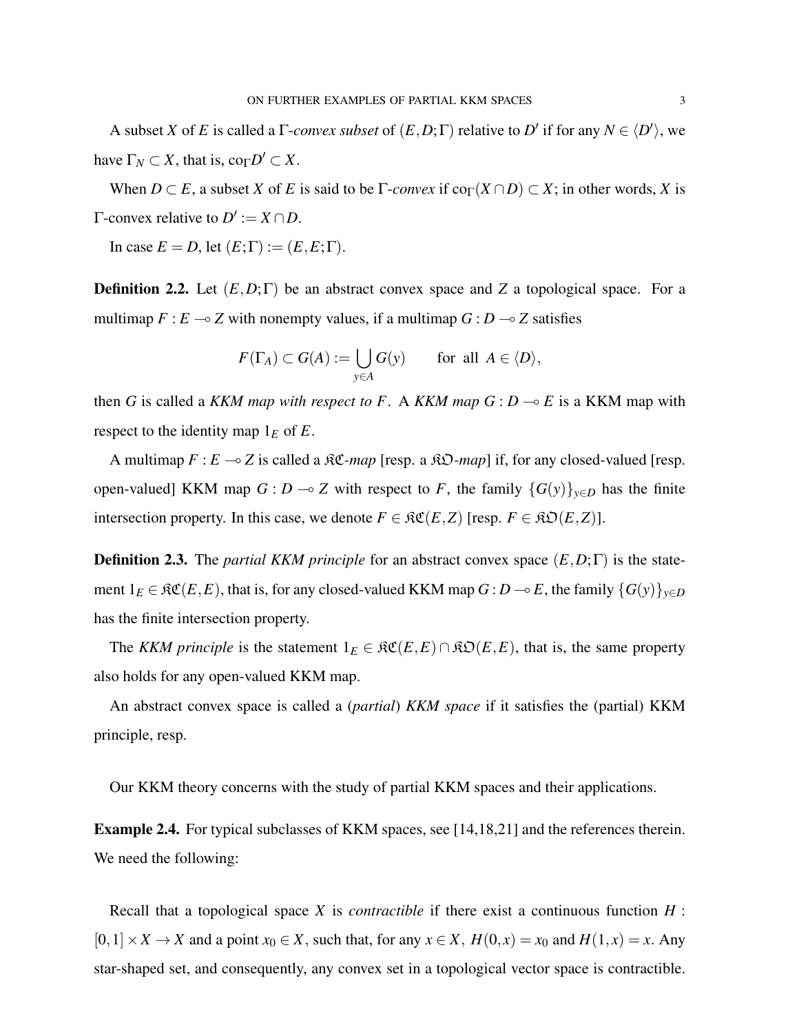A subset $X$ of $E$ is called a $\Gamma$-*convex subset* of $(E,D;\Gamma)$ relative to $D'$ if for any $N \in \langle D' \rangle$, we have $\Gamma_N \subset X$, that is, $\mathrm{co}_\Gamma D' \subset X$.

When $D \subset E$, a subset $X$ of $E$ is said to be $\Gamma$-*convex* if $\mathrm{co}_\Gamma(X \cap D) \subset X$; in other words, $X$ is $\Gamma$-convex relative to $D' := X \cap D$.

In case $E = D$, let $(E;\Gamma) := (E,E;\Gamma)$.

**Definition 2.2.** Let $(E,D;\Gamma)$ be an abstract convex space and $Z$ a topological space. For a multimap $F : E \multimap Z$ with nonempty values, if a multimap $G : D \multimap Z$ satisfies

$$F(\Gamma_A) \subset G(A) := \bigcup_{y \in A} G(y) \qquad \text{for all } A \in \langle D \rangle,$$

then $G$ is called a *KKM map with respect to* $F$. A *KKM map* $G : D \multimap E$ is a KKM map with respect to the identity map $1_E$ of $E$.

A multimap $F : E \multimap Z$ is called a $\mathfrak{KC}$-*map* [resp. a $\mathfrak{KO}$-*map*] if, for any closed-valued [resp. open-valued] KKM map $G : D \multimap Z$ with respect to $F$, the family $\{G(y)\}_{y \in D}$ has the finite intersection property. In this case, we denote $F \in \mathfrak{KC}(E,Z)$ [resp. $F \in \mathfrak{KO}(E,Z)$].

**Definition 2.3.** The *partial KKM principle* for an abstract convex space $(E,D;\Gamma)$ is the statement $1_E \in \mathfrak{KC}(E,E)$, that is, for any closed-valued KKM map $G : D \multimap E$, the family $\{G(y)\}_{y \in D}$ has the finite intersection property.

The *KKM principle* is the statement $1_E \in \mathfrak{KC}(E,E) \cap \mathfrak{KO}(E,E)$, that is, the same property also holds for any open-valued KKM map.

An abstract convex space is called a (*partial*) *KKM space* if it satisfies the (partial) KKM principle, resp.

Our KKM theory concerns with the study of partial KKM spaces and their applications.

**Example 2.4.** For typical subclasses of KKM spaces, see [14,18,21] and the references therein. We need the following:

Recall that a topological space $X$ is *contractible* if there exist a continuous function $H : [0,1] \times X \to X$ and a point $x_0 \in X$, such that, for any $x \in X$, $H(0,x) = x_0$ and $H(1,x) = x$. Any star-shaped set, and consequently, any convex set in a topological vector space is contractible.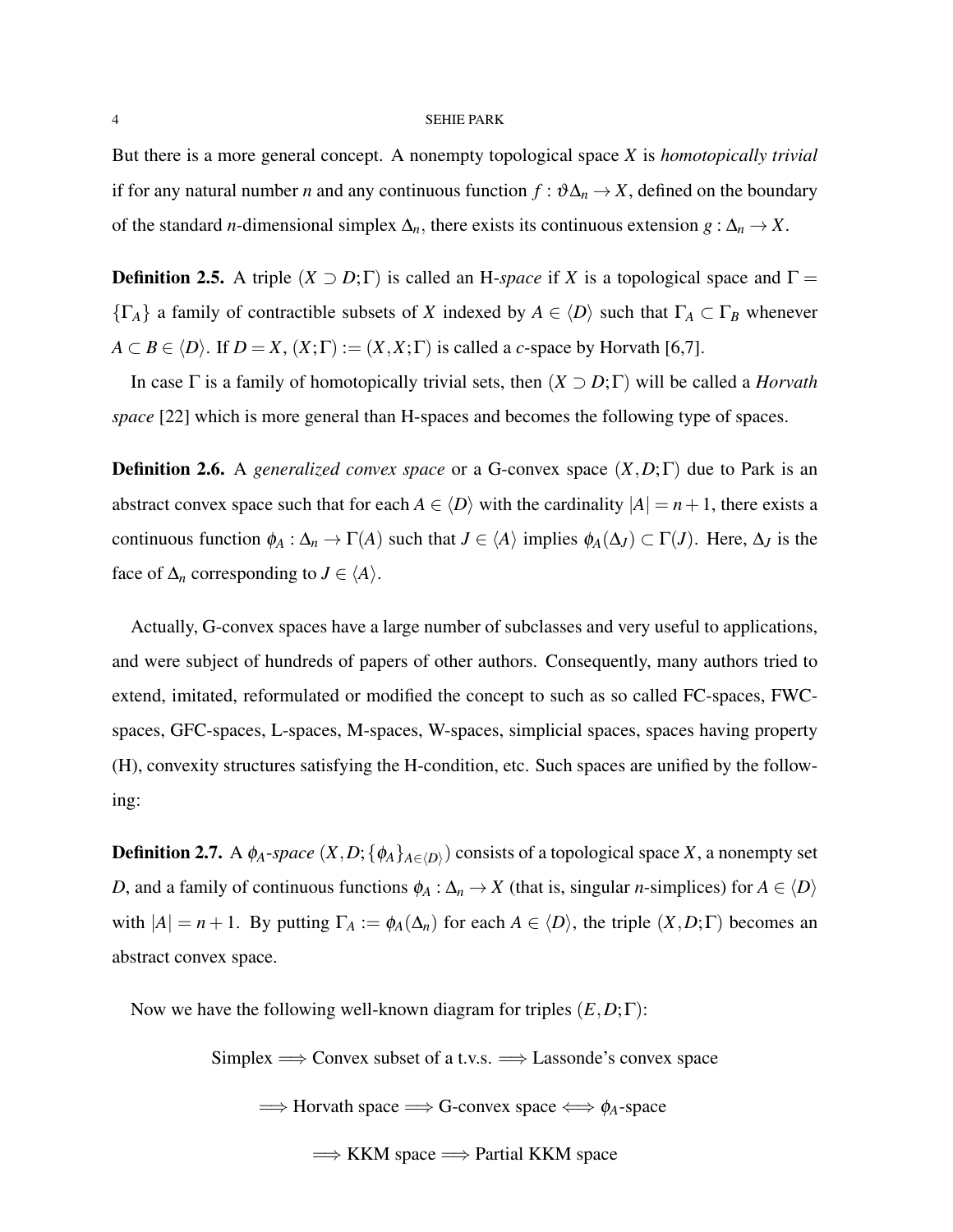But there is a more general concept. A nonempty topological space $X$ is *homotopically trivial* if for any natural number $n$ and any continuous function $f : \vartheta\Delta_n \to X$, defined on the boundary of the standard $n$-dimensional simplex $\Delta_n$, there exists its continuous extension $g : \Delta_n \to X$.

**Definition 2.5.** A triple $(X \supset D;\Gamma)$ is called an H-*space* if $X$ is a topological space and $\Gamma = \{\Gamma_A\}$ a family of contractible subsets of $X$ indexed by $A \in \langle D\rangle$ such that $\Gamma_A \subset \Gamma_B$ whenever $A \subset B \in \langle D\rangle$. If $D = X$, $(X;\Gamma) := (X,X;\Gamma)$ is called a *c*-space by Horvath [6,7].

In case $\Gamma$ is a family of homotopically trivial sets, then $(X \supset D;\Gamma)$ will be called a *Horvath space* [22] which is more general than H-spaces and becomes the following type of spaces.

**Definition 2.6.** A *generalized convex space* or a G-convex space $(X,D;\Gamma)$ due to Park is an abstract convex space such that for each $A \in \langle D\rangle$ with the cardinality $|A| = n+1$, there exists a continuous function $\phi_A : \Delta_n \to \Gamma(A)$ such that $J \in \langle A\rangle$ implies $\phi_A(\Delta_J) \subset \Gamma(J)$. Here, $\Delta_J$ is the face of $\Delta_n$ corresponding to $J \in \langle A\rangle$.

Actually, G-convex spaces have a large number of subclasses and very useful to applications, and were subject of hundreds of papers of other authors. Consequently, many authors tried to extend, imitated, reformulated or modified the concept to such as so called FC-spaces, FWC-spaces, GFC-spaces, L-spaces, M-spaces, W-spaces, simplicial spaces, spaces having property (H), convexity structures satisfying the H-condition, etc. Such spaces are unified by the following:

**Definition 2.7.** A $\phi_A$-*space* $(X,D;\{\phi_A\}_{A\in\langle D\rangle})$ consists of a topological space $X$, a nonempty set $D$, and a family of continuous functions $\phi_A : \Delta_n \to X$ (that is, singular $n$-simplices) for $A \in \langle D\rangle$ with $|A| = n+1$. By putting $\Gamma_A := \phi_A(\Delta_n)$ for each $A \in \langle D\rangle$, the triple $(X,D;\Gamma)$ becomes an abstract convex space.

Now we have the following well-known diagram for triples $(E,D;\Gamma)$:

$$\text{Simplex} \Longrightarrow \text{Convex subset of a t.v.s.} \Longrightarrow \text{Lassonde's convex space}$$

$$\Longrightarrow \text{Horvath space} \Longrightarrow \text{G-convex space} \Longleftrightarrow \phi_A\text{-space}$$

$$\Longrightarrow \text{KKM space} \Longrightarrow \text{Partial KKM space}$$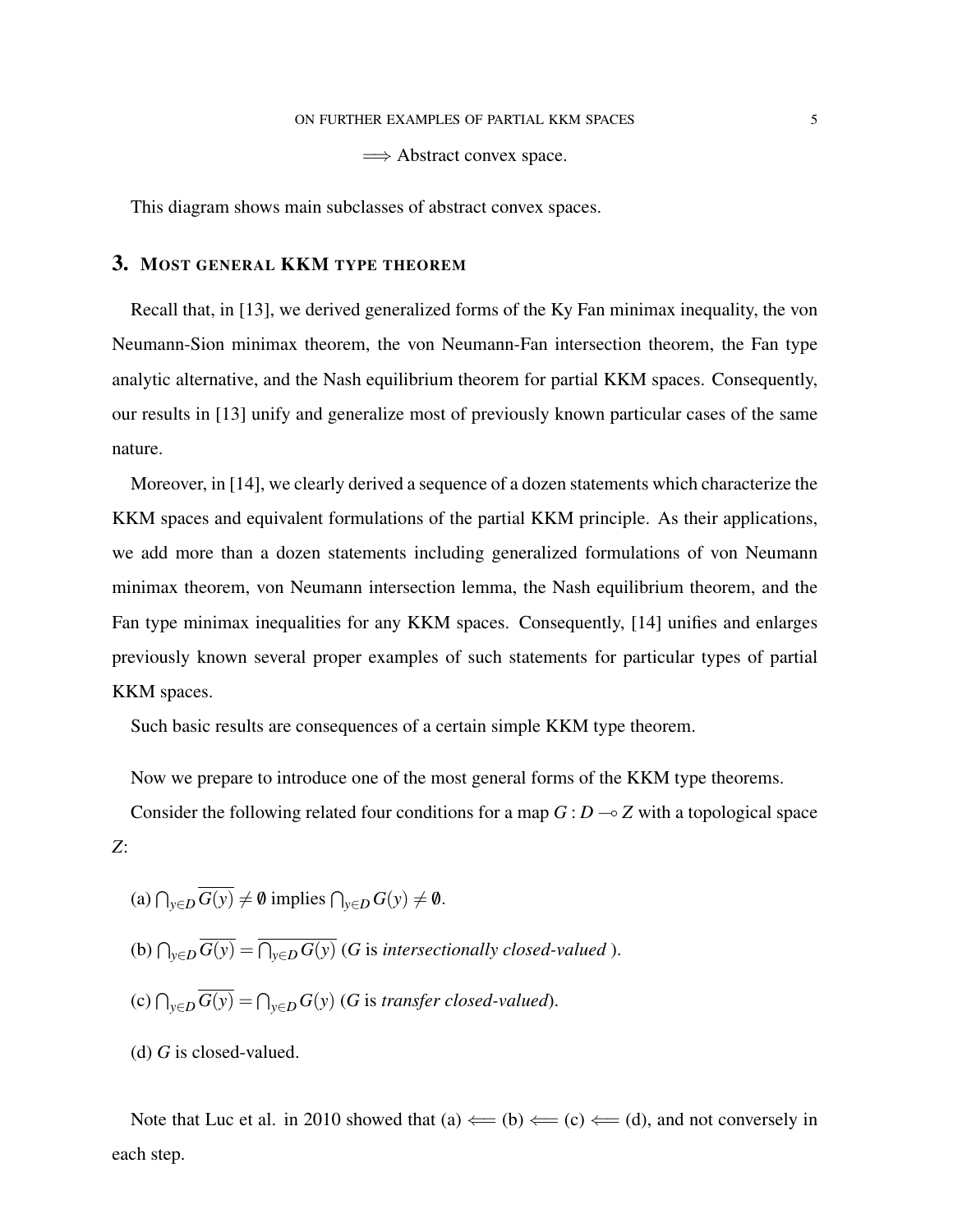$\Longrightarrow$ Abstract convex space.

This diagram shows main subclasses of abstract convex spaces.

## 3. MOST GENERAL KKM TYPE THEOREM

Recall that, in [13], we derived generalized forms of the Ky Fan minimax inequality, the von Neumann-Sion minimax theorem, the von Neumann-Fan intersection theorem, the Fan type analytic alternative, and the Nash equilibrium theorem for partial KKM spaces. Consequently, our results in [13] unify and generalize most of previously known particular cases of the same nature.

Moreover, in [14], we clearly derived a sequence of a dozen statements which characterize the KKM spaces and equivalent formulations of the partial KKM principle. As their applications, we add more than a dozen statements including generalized formulations of von Neumann minimax theorem, von Neumann intersection lemma, the Nash equilibrium theorem, and the Fan type minimax inequalities for any KKM spaces. Consequently, [14] unifies and enlarges previously known several proper examples of such statements for particular types of partial KKM spaces.

Such basic results are consequences of a certain simple KKM type theorem.

Now we prepare to introduce one of the most general forms of the KKM type theorems.

Consider the following related four conditions for a map $G : D \multimap Z$ with a topological space $Z$:

(a) $\bigcap_{y\in D} \overline{G(y)} \neq \emptyset$ implies $\bigcap_{y\in D} G(y) \neq \emptyset$.

(b) $\bigcap_{y\in D} \overline{G(y)} = \overline{\bigcap_{y\in D} G(y)}$ ($G$ is *intersectionally closed-valued* ).

(c) $\bigcap_{y\in D} \overline{G(y)} = \bigcap_{y\in D} G(y)$ ($G$ is *transfer closed-valued*).

(d) $G$ is closed-valued.

Note that Luc et al. in 2010 showed that (a) $\Longleftarrow$ (b) $\Longleftarrow$ (c) $\Longleftarrow$ (d), and not conversely in each step.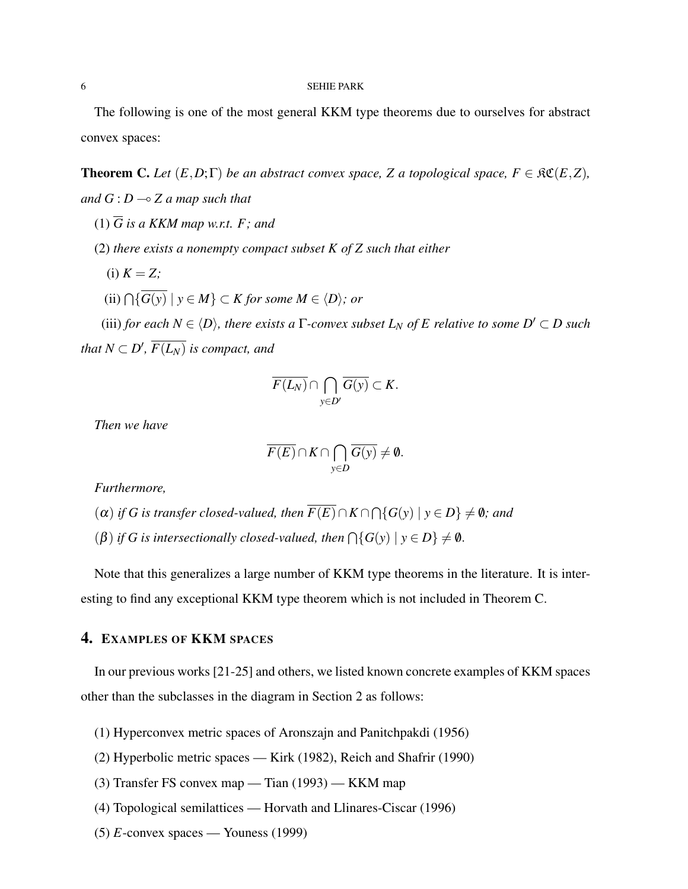The following is one of the most general KKM type theorems due to ourselves for abstract convex spaces:

**Theorem C.** *Let $(E,D;\Gamma)$ be an abstract convex space, $Z$ a topological space, $F \in \mathfrak{KC}(E,Z)$, and $G : D \multimap Z$ a map such that*

(1) *$\overline{G}$ is a KKM map w.r.t. $F$; and*

(2) *there exists a nonempty compact subset $K$ of $Z$ such that either*

(i) *$K = Z$;*

(ii) *$\bigcap\{\overline{G(y)} \mid y \in M\} \subset K$ for some $M \in \langle D \rangle$; or*

(iii) *for each $N \in \langle D \rangle$, there exists a $\Gamma$-convex subset $L_N$ of $E$ relative to some $D' \subset D$ such that $N \subset D'$, $\overline{F(L_N)}$ is compact, and*

$$\overline{F(L_N)} \cap \bigcap_{y \in D'} \overline{G(y)} \subset K.$$

*Then we have*

$$\overline{F(E)} \cap K \cap \bigcap_{y \in D} \overline{G(y)} \neq \emptyset.$$

*Furthermore,*

$(\alpha)$ *if $G$ is transfer closed-valued, then $\overline{F(E)} \cap K \cap \bigcap\{G(y) \mid y \in D\} \neq \emptyset$; and*

$(\beta)$ *if $G$ is intersectionally closed-valued, then $\bigcap\{G(y) \mid y \in D\} \neq \emptyset$.*

Note that this generalizes a large number of KKM type theorems in the literature. It is interesting to find any exceptional KKM type theorem which is not included in Theorem C.

## 4. Examples of KKM spaces

In our previous works [21-25] and others, we listed known concrete examples of KKM spaces other than the subclasses in the diagram in Section 2 as follows:

(1) Hyperconvex metric spaces of Aronszajn and Panitchpakdi (1956)

(2) Hyperbolic metric spaces — Kirk (1982), Reich and Shafrir (1990)

(3) Transfer FS convex map — Tian (1993) — KKM map

(4) Topological semilattices — Horvath and Llinares-Ciscar (1996)

(5) $E$-convex spaces — Youness (1999)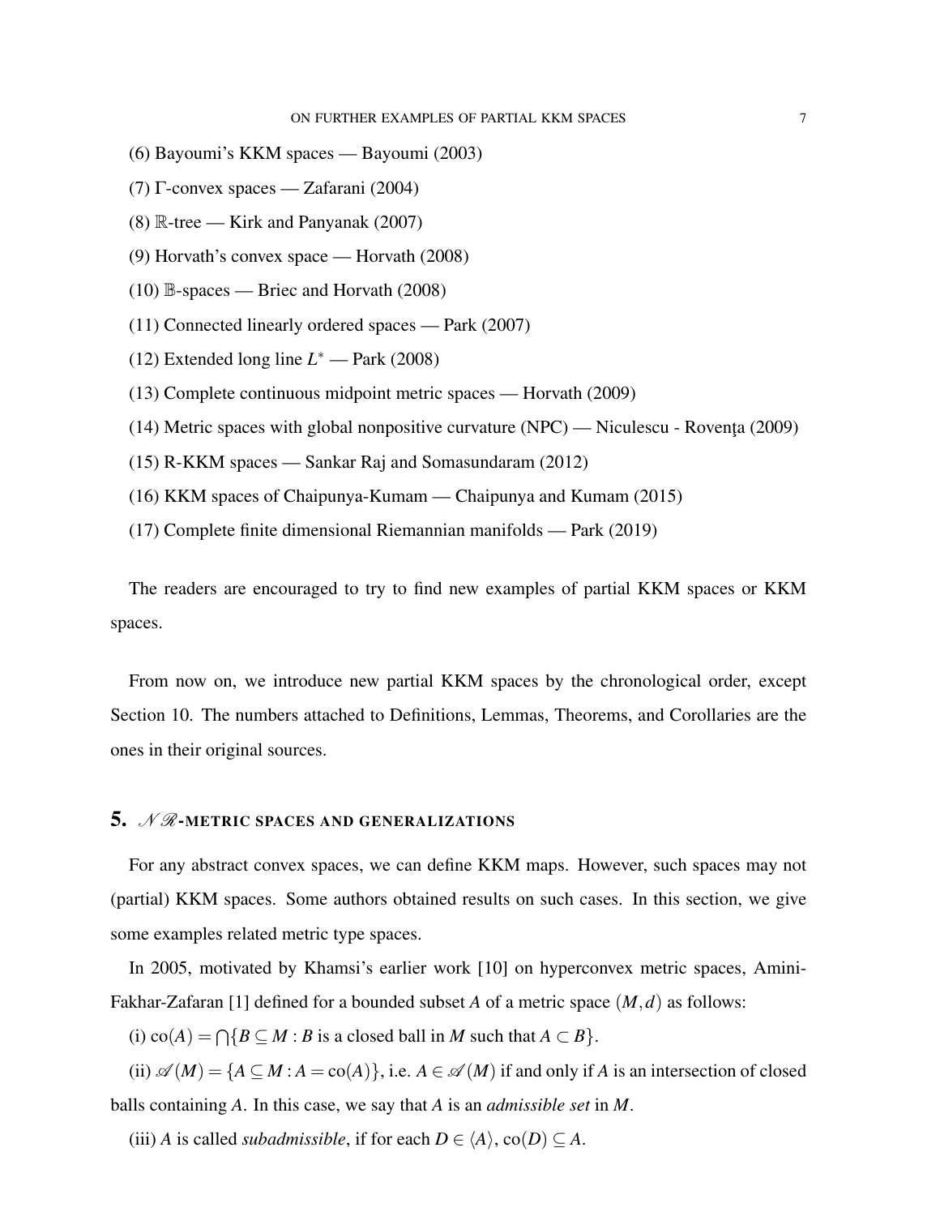(6) Bayoumi's KKM spaces — Bayoumi (2003)

(7) Γ-convex spaces — Zafarani (2004)

(8) $\mathbb{R}$-tree — Kirk and Panyanak (2007)

(9) Horvath's convex space — Horvath (2008)

(10) $\mathbb{B}$-spaces — Briec and Horvath (2008)

(11) Connected linearly ordered spaces — Park (2007)

(12) Extended long line $L^*$ — Park (2008)

(13) Complete continuous midpoint metric spaces — Horvath (2009)

(14) Metric spaces with global nonpositive curvature (NPC) — Niculescu - Rovenţa (2009)

(15) R-KKM spaces — Sankar Raj and Somasundaram (2012)

(16) KKM spaces of Chaipunya-Kumam — Chaipunya and Kumam (2015)

(17) Complete finite dimensional Riemannian manifolds — Park (2019)

The readers are encouraged to try to find new examples of partial KKM spaces or KKM spaces.

From now on, we introduce new partial KKM spaces by the chronological order, except Section 10. The numbers attached to Definitions, Lemmas, Theorems, and Corollaries are the ones in their original sources.

## 5. $\mathscr{N}\mathscr{R}$-METRIC SPACES AND GENERALIZATIONS

For any abstract convex spaces, we can define KKM maps. However, such spaces may not (partial) KKM spaces. Some authors obtained results on such cases. In this section, we give some examples related metric type spaces.

In 2005, motivated by Khamsi's earlier work [10] on hyperconvex metric spaces, Amini-Fakhar-Zafaran [1] defined for a bounded subset $A$ of a metric space $(M,d)$ as follows:

(i) $\mathrm{co}(A) = \bigcap\{B \subseteq M : B$ is a closed ball in $M$ such that $A \subset B\}$.

(ii) $\mathscr{A}(M) = \{A \subseteq M : A = \mathrm{co}(A)\}$, i.e. $A \in \mathscr{A}(M)$ if and only if $A$ is an intersection of closed balls containing $A$. In this case, we say that $A$ is an *admissible set* in $M$.

(iii) $A$ is called *subadmissible*, if for each $D \in \langle A \rangle$, $\mathrm{co}(D) \subseteq A$.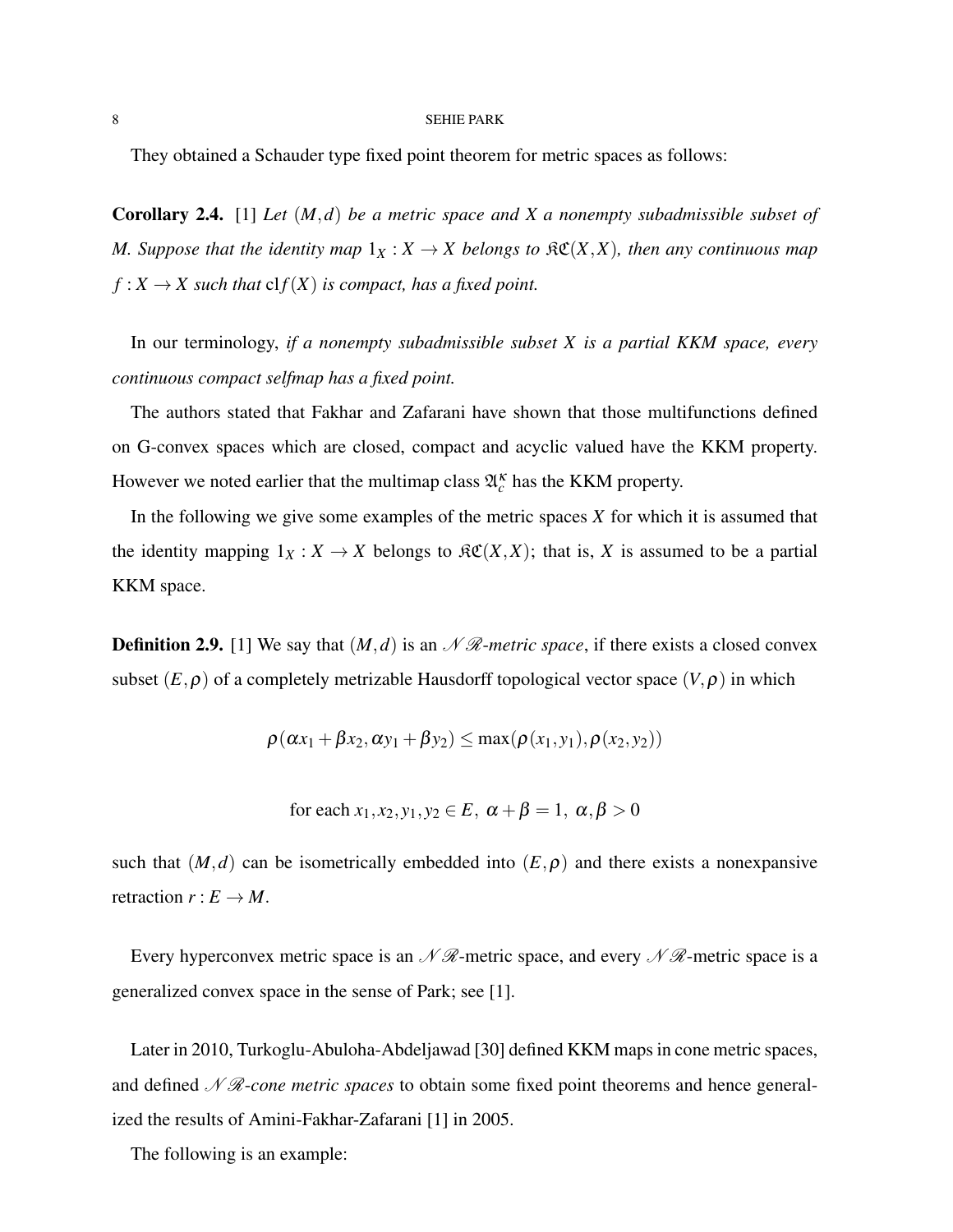They obtained a Schauder type fixed point theorem for metric spaces as follows:

**Corollary 2.4.** [1] *Let $(M,d)$ be a metric space and $X$ a nonempty subadmissible subset of $M$. Suppose that the identity map $1_X : X \to X$ belongs to $\mathfrak{KC}(X,X)$, then any continuous map $f : X \to X$ such that $\mathrm{cl} f(X)$ is compact, has a fixed point.*

In our terminology, *if a nonempty subadmissible subset $X$ is a partial KKM space, every continuous compact selfmap has a fixed point.*

The authors stated that Fakhar and Zafarani have shown that those multifunctions defined on G-convex spaces which are closed, compact and acyclic valued have the KKM property. However we noted earlier that the multimap class $\mathfrak{A}_c^\kappa$ has the KKM property.

In the following we give some examples of the metric spaces $X$ for which it is assumed that the identity mapping $1_X : X \to X$ belongs to $\mathfrak{KC}(X,X)$; that is, $X$ is assumed to be a partial KKM space.

**Definition 2.9.** [1] We say that $(M,d)$ is an *$\mathscr{N}\mathscr{R}$-metric space*, if there exists a closed convex subset $(E,\rho)$ of a completely metrizable Hausdorff topological vector space $(V,\rho)$ in which

$$\rho(\alpha x_1 + \beta x_2, \alpha y_1 + \beta y_2) \leq \max(\rho(x_1,y_1), \rho(x_2,y_2))$$

$$\text{for each } x_1, x_2, y_1, y_2 \in E,\ \alpha + \beta = 1,\ \alpha, \beta > 0$$

such that $(M,d)$ can be isometrically embedded into $(E,\rho)$ and there exists a nonexpansive retraction $r : E \to M$.

Every hyperconvex metric space is an $\mathscr{N}\mathscr{R}$-metric space, and every $\mathscr{N}\mathscr{R}$-metric space is a generalized convex space in the sense of Park; see [1].

Later in 2010, Turkoglu-Abuloha-Abdeljawad [30] defined KKM maps in cone metric spaces, and defined *$\mathscr{N}\mathscr{R}$-cone metric spaces* to obtain some fixed point theorems and hence generalized the results of Amini-Fakhar-Zafarani [1] in 2005.

The following is an example: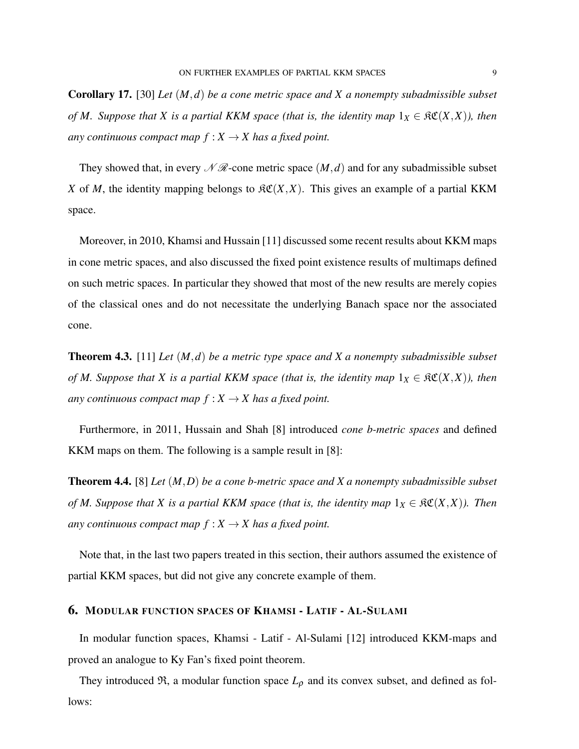**Corollary 17.** [30] *Let $(M,d)$ be a cone metric space and $X$ a nonempty subadmissible subset of $M$. Suppose that $X$ is a partial KKM space (that is, the identity map $1_X \in \mathfrak{KC}(X,X)$), then any continuous compact map $f : X \to X$ has a fixed point.*

They showed that, in every $\mathscr{N}\mathscr{R}$-cone metric space $(M,d)$ and for any subadmissible subset $X$ of $M$, the identity mapping belongs to $\mathfrak{KC}(X,X)$. This gives an example of a partial KKM space.

Moreover, in 2010, Khamsi and Hussain [11] discussed some recent results about KKM maps in cone metric spaces, and also discussed the fixed point existence results of multimaps defined on such metric spaces. In particular they showed that most of the new results are merely copies of the classical ones and do not necessitate the underlying Banach space nor the associated cone.

**Theorem 4.3.** [11] *Let $(M,d)$ be a metric type space and $X$ a nonempty subadmissible subset of $M$. Suppose that $X$ is a partial KKM space (that is, the identity map $1_X \in \mathfrak{KC}(X,X)$), then any continuous compact map $f : X \to X$ has a fixed point.*

Furthermore, in 2011, Hussain and Shah [8] introduced *cone b-metric spaces* and defined KKM maps on them. The following is a sample result in [8]:

**Theorem 4.4.** [8] *Let $(M,D)$ be a cone b-metric space and $X$ a nonempty subadmissible subset of $M$. Suppose that $X$ is a partial KKM space (that is, the identity map $1_X \in \mathfrak{KC}(X,X)$). Then any continuous compact map $f : X \to X$ has a fixed point.*

Note that, in the last two papers treated in this section, their authors assumed the existence of partial KKM spaces, but did not give any concrete example of them.

## 6. Modular function spaces of Khamsi - Latif - Al-Sulami

In modular function spaces, Khamsi - Latif - Al-Sulami [12] introduced KKM-maps and proved an analogue to Ky Fan's fixed point theorem.

They introduced $\mathfrak{R}$, a modular function space $L_\rho$ and its convex subset, and defined as follows: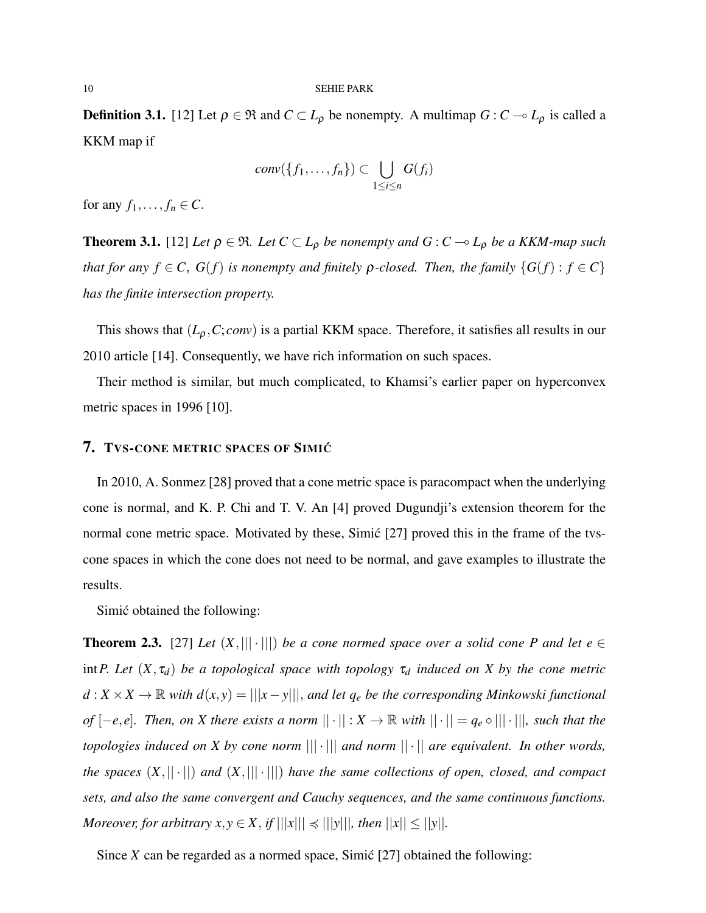**Definition 3.1.** [12] Let $\rho \in \mathfrak{R}$ and $C \subset L_\rho$ be nonempty. A multimap $G : C \multimap L_\rho$ is called a KKM map if

$$conv(\{f_1, \dots, f_n\}) \subset \bigcup_{1 \le i \le n} G(f_i)$$

for any $f_1, \dots, f_n \in C$.

**Theorem 3.1.** [12] *Let $\rho \in \mathfrak{R}$. Let $C \subset L_\rho$ be nonempty and $G : C \multimap L_\rho$ be a KKM-map such that for any $f \in C$, $G(f)$ is nonempty and finitely $\rho$-closed. Then, the family $\{G(f) : f \in C\}$ has the finite intersection property.*

This shows that $(L_\rho, C; conv)$ is a partial KKM space. Therefore, it satisfies all results in our 2010 article [14]. Consequently, we have rich information on such spaces.

Their method is similar, but much complicated, to Khamsi's earlier paper on hyperconvex metric spaces in 1996 [10].

## 7. Tvs-cone metric spaces of Simić

In 2010, A. Sonmez [28] proved that a cone metric space is paracompact when the underlying cone is normal, and K. P. Chi and T. V. An [4] proved Dugundji's extension theorem for the normal cone metric space. Motivated by these, Simić [27] proved this in the frame of the tvs-cone spaces in which the cone does not need to be normal, and gave examples to illustrate the results.

Simić obtained the following:

**Theorem 2.3.** [27] *Let $(X, |||\cdot|||)$ be a cone normed space over a solid cone $P$ and let $e \in \operatorname{int} P$. Let $(X, \tau_d)$ be a topological space with topology $\tau_d$ induced on $X$ by the cone metric $d : X \times X \to \mathbb{R}$ with $d(x,y) = |||x-y|||$, and let $q_e$ be the corresponding Minkowski functional of $[-e,e]$. Then, on $X$ there exists a norm $||\cdot|| : X \to \mathbb{R}$ with $||\cdot|| = q_e \circ |||\cdot|||$, such that the topologies induced on $X$ by cone norm $|||\cdot|||$ and norm $||\cdot||$ are equivalent. In other words, the spaces $(X, ||\cdot||)$ and $(X, |||\cdot|||)$ have the same collections of open, closed, and compact sets, and also the same convergent and Cauchy sequences, and the same continuous functions. Moreover, for arbitrary $x, y \in X$, if $|||x||| \preccurlyeq |||y|||$, then $||x|| \le ||y||$.*

Since $X$ can be regarded as a normed space, Simić [27] obtained the following: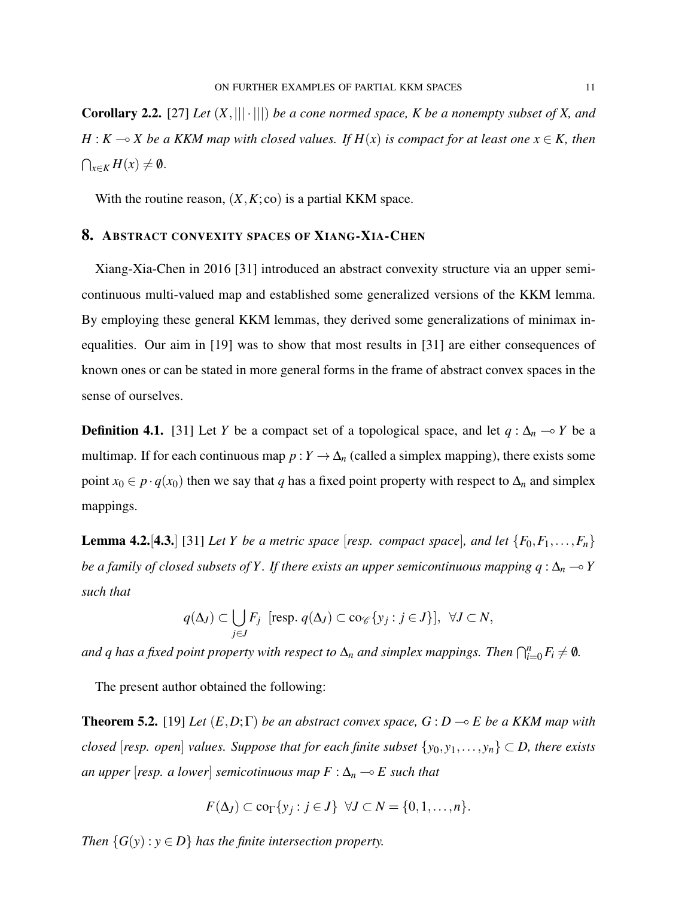**Corollary 2.2.** [27] *Let $(X, |||\cdot|||)$ be a cone normed space, $K$ be a nonempty subset of $X$, and $H : K \multimap X$ be a KKM map with closed values. If $H(x)$ is compact for at least one $x \in K$, then $\bigcap_{x\in K} H(x) \neq \emptyset$.*

With the routine reason, $(X, K; \mathrm{co})$ is a partial KKM space.

## 8. Abstract convexity spaces of Xiang-Xia-Chen

Xiang-Xia-Chen in 2016 [31] introduced an abstract convexity structure via an upper semicontinuous multi-valued map and established some generalized versions of the KKM lemma. By employing these general KKM lemmas, they derived some generalizations of minimax inequalities. Our aim in [19] was to show that most results in [31] are either consequences of known ones or can be stated in more general forms in the frame of abstract convex spaces in the sense of ourselves.

**Definition 4.1.** [31] Let $Y$ be a compact set of a topological space, and let $q : \Delta_n \multimap Y$ be a multimap. If for each continuous map $p : Y \to \Delta_n$ (called a simplex mapping), there exists some point $x_0 \in p \cdot q(x_0)$ then we say that $q$ has a fixed point property with respect to $\Delta_n$ and simplex mappings.

**Lemma 4.2.**[**4.3.**] [31] *Let $Y$ be a metric space [resp. compact space], and let $\{F_0, F_1, \ldots, F_n\}$ be a family of closed subsets of $Y$. If there exists an upper semicontinuous mapping $q : \Delta_n \multimap Y$ such that*

$$q(\Delta_J) \subset \bigcup_{j\in J} F_j \ \ [\text{resp. } q(\Delta_J) \subset \mathrm{co}_{\mathscr{C}}\{y_j : j \in J\}], \ \ \forall J \subset N,$$

*and $q$ has a fixed point property with respect to $\Delta_n$ and simplex mappings. Then $\bigcap_{i=0}^{n} F_i \neq \emptyset$.*

The present author obtained the following:

**Theorem 5.2.** [19] *Let $(E, D; \Gamma)$ be an abstract convex space, $G : D \multimap E$ be a KKM map with closed [resp. open] values. Suppose that for each finite subset $\{y_0, y_1, \ldots, y_n\} \subset D$, there exists an upper [resp. a lower] semicotinuous map $F : \Delta_n \multimap E$ such that*

$$F(\Delta_J) \subset \mathrm{co}_{\Gamma}\{y_j : j \in J\} \ \ \forall J \subset N = \{0, 1, \ldots, n\}.$$

*Then $\{G(y) : y \in D\}$ has the finite intersection property.*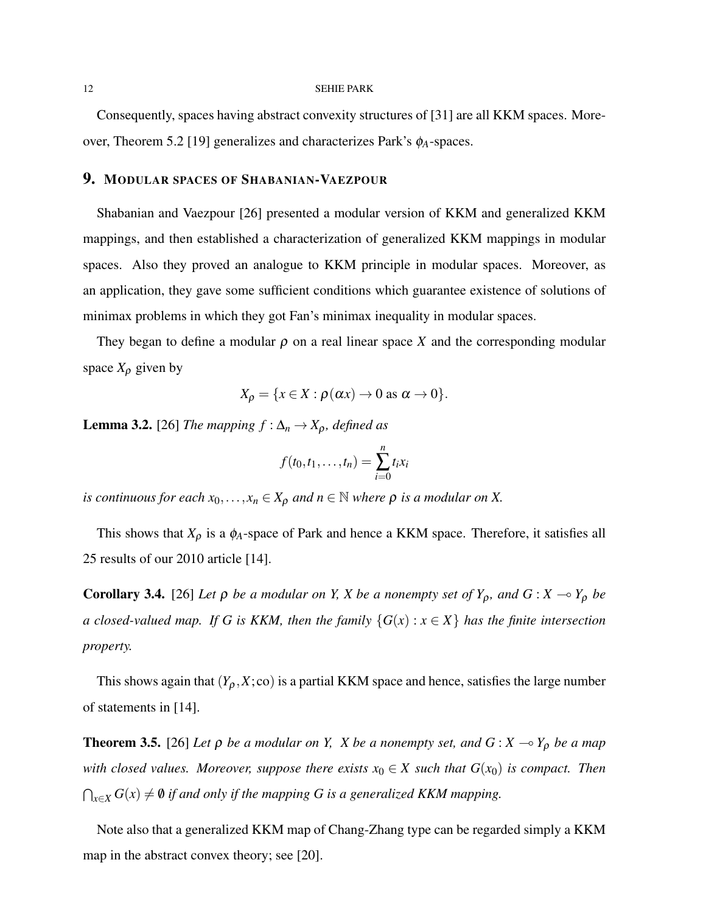Consequently, spaces having abstract convexity structures of [31] are all KKM spaces. Moreover, Theorem 5.2 [19] generalizes and characterizes Park's $\phi_A$-spaces.

## 9. Modular spaces of Shabanian-Vaezpour

Shabanian and Vaezpour [26] presented a modular version of KKM and generalized KKM mappings, and then established a characterization of generalized KKM mappings in modular spaces. Also they proved an analogue to KKM principle in modular spaces. Moreover, as an application, they gave some sufficient conditions which guarantee existence of solutions of minimax problems in which they got Fan's minimax inequality in modular spaces.

They began to define a modular $\rho$ on a real linear space $X$ and the corresponding modular space $X_\rho$ given by

$$X_\rho = \{x \in X : \rho(\alpha x) \to 0 \text{ as } \alpha \to 0\}.$$

**Lemma 3.2.** [26] *The mapping $f : \Delta_n \to X_\rho$, defined as*

$$f(t_0, t_1, \ldots, t_n) = \sum_{i=0}^{n} t_i x_i$$

*is continuous for each $x_0, \ldots, x_n \in X_\rho$ and $n \in \mathbb{N}$ where $\rho$ is a modular on X.*

This shows that $X_\rho$ is a $\phi_A$-space of Park and hence a KKM space. Therefore, it satisfies all 25 results of our 2010 article [14].

**Corollary 3.4.** [26] *Let $\rho$ be a modular on Y, X be a nonempty set of $Y_\rho$, and $G : X \multimap Y_\rho$ be a closed-valued map. If G is KKM, then the family $\{G(x) : x \in X\}$ has the finite intersection property.*

This shows again that $(Y_\rho, X; \mathrm{co})$ is a partial KKM space and hence, satisfies the large number of statements in [14].

**Theorem 3.5.** [26] *Let $\rho$ be a modular on Y, X be a nonempty set, and $G : X \multimap Y_\rho$ be a map with closed values. Moreover, suppose there exists $x_0 \in X$ such that $G(x_0)$ is compact. Then $\bigcap_{x \in X} G(x) \neq \emptyset$ if and only if the mapping G is a generalized KKM mapping.*

Note also that a generalized KKM map of Chang-Zhang type can be regarded simply a KKM map in the abstract convex theory; see [20].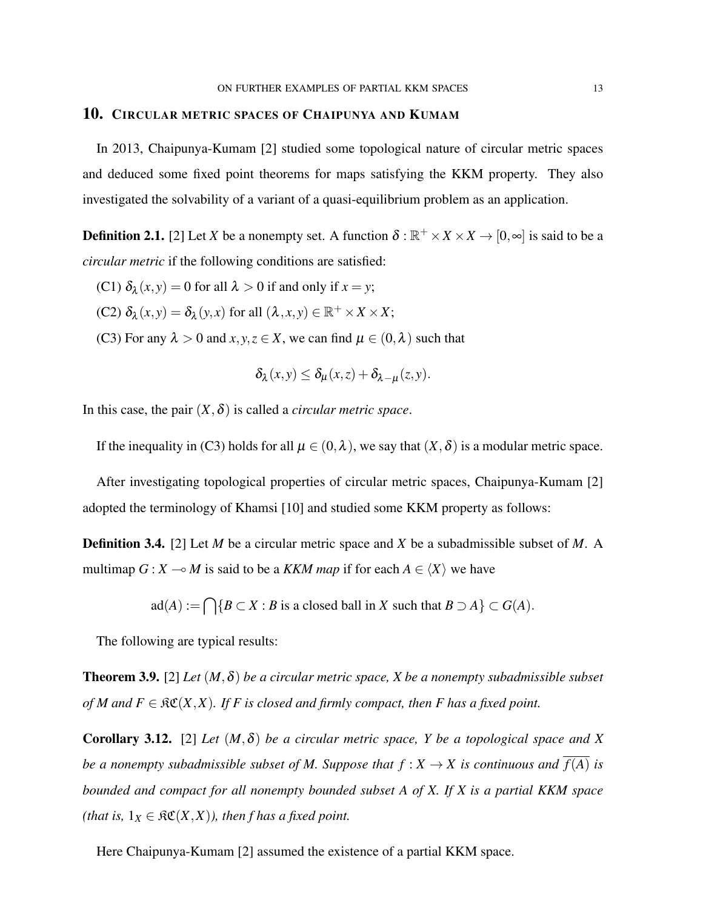## 10. CIRCULAR METRIC SPACES OF CHAIPUNYA AND KUMAM

In 2013, Chaipunya-Kumam [2] studied some topological nature of circular metric spaces and deduced some fixed point theorems for maps satisfying the KKM property. They also investigated the solvability of a variant of a quasi-equilibrium problem as an application.

**Definition 2.1.** [2] Let $X$ be a nonempty set. A function $\delta : \mathbb{R}^+ \times X \times X \to [0,\infty]$ is said to be a *circular metric* if the following conditions are satisfied:

(C1) $\delta_\lambda(x,y) = 0$ for all $\lambda > 0$ if and only if $x = y$;

(C2) $\delta_\lambda(x,y) = \delta_\lambda(y,x)$ for all $(\lambda,x,y) \in \mathbb{R}^+ \times X \times X$;

(C3) For any $\lambda > 0$ and $x,y,z \in X$, we can find $\mu \in (0,\lambda)$ such that

$$\delta_\lambda(x,y) \leq \delta_\mu(x,z) + \delta_{\lambda-\mu}(z,y).$$

In this case, the pair $(X,\delta)$ is called a *circular metric space*.

If the inequality in (C3) holds for all $\mu \in (0,\lambda)$, we say that $(X,\delta)$ is a modular metric space.

After investigating topological properties of circular metric spaces, Chaipunya-Kumam [2] adopted the terminology of Khamsi [10] and studied some KKM property as follows:

**Definition 3.4.** [2] Let $M$ be a circular metric space and $X$ be a subadmissible subset of $M$. A multimap $G : X \multimap M$ is said to be a *KKM map* if for each $A \in \langle X \rangle$ we have

$$\mathrm{ad}(A) := \bigcap\{B \subset X : B \text{ is a closed ball in } X \text{ such that } B \supset A\} \subset G(A).$$

The following are typical results:

**Theorem 3.9.** [2] *Let $(M,\delta)$ be a circular metric space, $X$ be a nonempty subadmissible subset of $M$ and $F \in \mathfrak{KC}(X,X)$. If $F$ is closed and firmly compact, then $F$ has a fixed point.*

**Corollary 3.12.** [2] *Let $(M,\delta)$ be a circular metric space, $Y$ be a topological space and $X$ be a nonempty subadmissible subset of $M$. Suppose that $f : X \to X$ is continuous and $\overline{f(A)}$ is bounded and compact for all nonempty bounded subset $A$ of $X$. If $X$ is a partial KKM space (that is, $1_X \in \mathfrak{KC}(X,X)$), then $f$ has a fixed point.*

Here Chaipunya-Kumam [2] assumed the existence of a partial KKM space.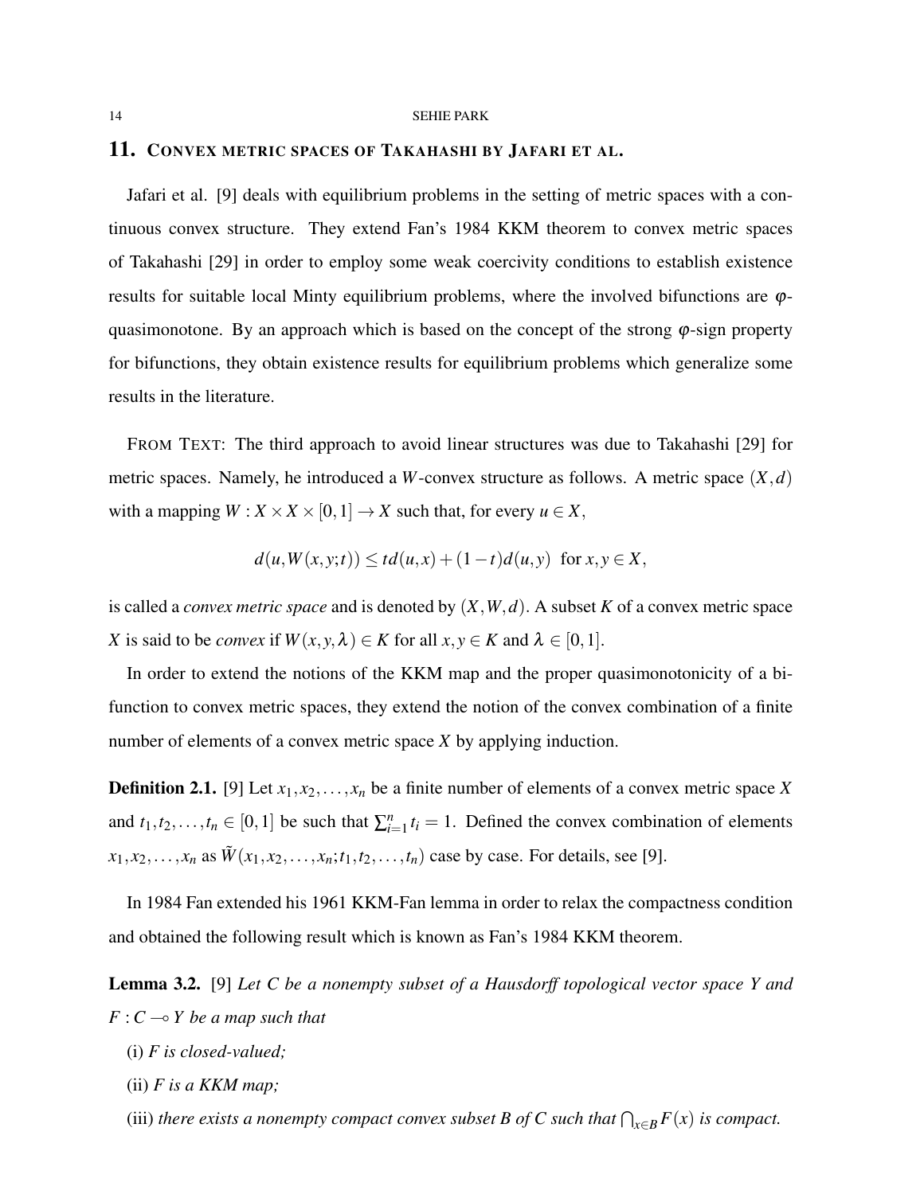## 11. Convex metric spaces of Takahashi by Jafari et al.

Jafari et al. [9] deals with equilibrium problems in the setting of metric spaces with a continuous convex structure. They extend Fan's 1984 KKM theorem to convex metric spaces of Takahashi [29] in order to employ some weak coercivity conditions to establish existence results for suitable local Minty equilibrium problems, where the involved bifunctions are $\varphi$-quasimonotone. By an approach which is based on the concept of the strong $\varphi$-sign property for bifunctions, they obtain existence results for equilibrium problems which generalize some results in the literature.

From Text: The third approach to avoid linear structures was due to Takahashi [29] for metric spaces. Namely, he introduced a $W$-convex structure as follows. A metric space $(X,d)$ with a mapping $W : X \times X \times [0,1] \to X$ such that, for every $u \in X$,

$$d(u, W(x,y;t)) \leq td(u,x) + (1-t)d(u,y) \text{ for } x,y \in X,$$

is called a *convex metric space* and is denoted by $(X,W,d)$. A subset $K$ of a convex metric space $X$ is said to be *convex* if $W(x,y,\lambda) \in K$ for all $x,y \in K$ and $\lambda \in [0,1]$.

In order to extend the notions of the KKM map and the proper quasimonotonicity of a bifunction to convex metric spaces, they extend the notion of the convex combination of a finite number of elements of a convex metric space $X$ by applying induction.

**Definition 2.1.** [9] Let $x_1, x_2, \ldots, x_n$ be a finite number of elements of a convex metric space $X$ and $t_1, t_2, \ldots, t_n \in [0,1]$ be such that $\sum_{i=1}^{n} t_i = 1$. Defined the convex combination of elements $x_1, x_2, \ldots, x_n$ as $\tilde{W}(x_1, x_2, \ldots, x_n; t_1, t_2, \ldots, t_n)$ case by case. For details, see [9].

In 1984 Fan extended his 1961 KKM-Fan lemma in order to relax the compactness condition and obtained the following result which is known as Fan's 1984 KKM theorem.

**Lemma 3.2.** [9] *Let $C$ be a nonempty subset of a Hausdorff topological vector space $Y$ and $F : C \multimap Y$ be a map such that*

(i) *$F$ is closed-valued;*

(ii) *$F$ is a KKM map;*

(iii) *there exists a nonempty compact convex subset $B$ of $C$ such that $\bigcap_{x \in B} F(x)$ is compact.*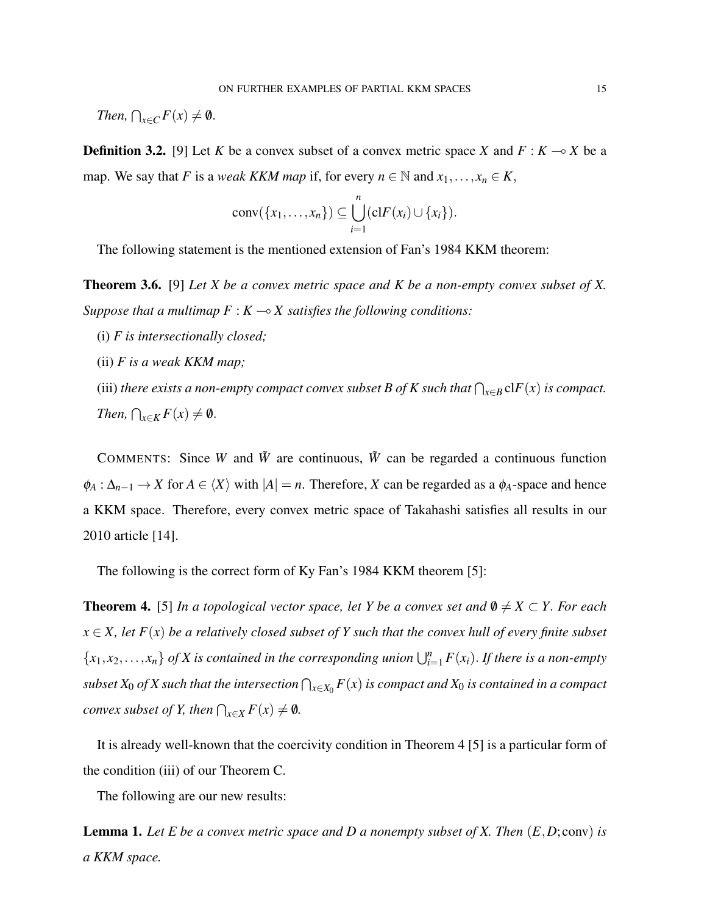*Then,* $\bigcap_{x\in C} F(x) \neq \emptyset$.

**Definition 3.2.** [9] Let $K$ be a convex subset of a convex metric space $X$ and $F : K \multimap X$ be a map. We say that $F$ is a *weak KKM map* if, for every $n \in \mathbb{N}$ and $x_1,\dots,x_n \in K$,

$$\mathrm{conv}(\{x_1,\dots,x_n\}) \subseteq \bigcup_{i=1}^{n} (\mathrm{cl}F(x_i) \cup \{x_i\}).$$

The following statement is the mentioned extension of Fan's 1984 KKM theorem:

**Theorem 3.6.** [9] *Let $X$ be a convex metric space and $K$ be a non-empty convex subset of $X$. Suppose that a multimap $F : K \multimap X$ satisfies the following conditions:*

(i) *$F$ is intersectionally closed;*

(ii) *$F$ is a weak KKM map;*

(iii) *there exists a non-empty compact convex subset $B$ of $K$ such that $\bigcap_{x\in B} \mathrm{cl}F(x)$ is compact.*

*Then,* $\bigcap_{x\in K} F(x) \neq \emptyset$.

COMMENTS: Since $W$ and $\tilde{W}$ are continuous, $\tilde{W}$ can be regarded a continuous function $\phi_A : \Delta_{n-1} \to X$ for $A \in \langle X \rangle$ with $|A| = n$. Therefore, $X$ can be regarded as a $\phi_A$-space and hence a KKM space. Therefore, every convex metric space of Takahashi satisfies all results in our 2010 article [14].

The following is the correct form of Ky Fan's 1984 KKM theorem [5]:

**Theorem 4.** [5] *In a topological vector space, let $Y$ be a convex set and $\emptyset \neq X \subset Y$. For each $x \in X$, let $F(x)$ be a relatively closed subset of $Y$ such that the convex hull of every finite subset $\{x_1, x_2, \dots, x_n\}$ of $X$ is contained in the corresponding union $\bigcup_{i=1}^{n} F(x_i)$. If there is a non-empty subset $X_0$ of $X$ such that the intersection $\bigcap_{x\in X_0} F(x)$ is compact and $X_0$ is contained in a compact convex subset of $Y$, then $\bigcap_{x\in X} F(x) \neq \emptyset$.*

It is already well-known that the coercivity condition in Theorem 4 [5] is a particular form of the condition (iii) of our Theorem C.

The following are our new results:

**Lemma 1.** *Let $E$ be a convex metric space and $D$ a nonempty subset of $X$. Then $(E,D;\mathrm{conv})$ is a KKM space.*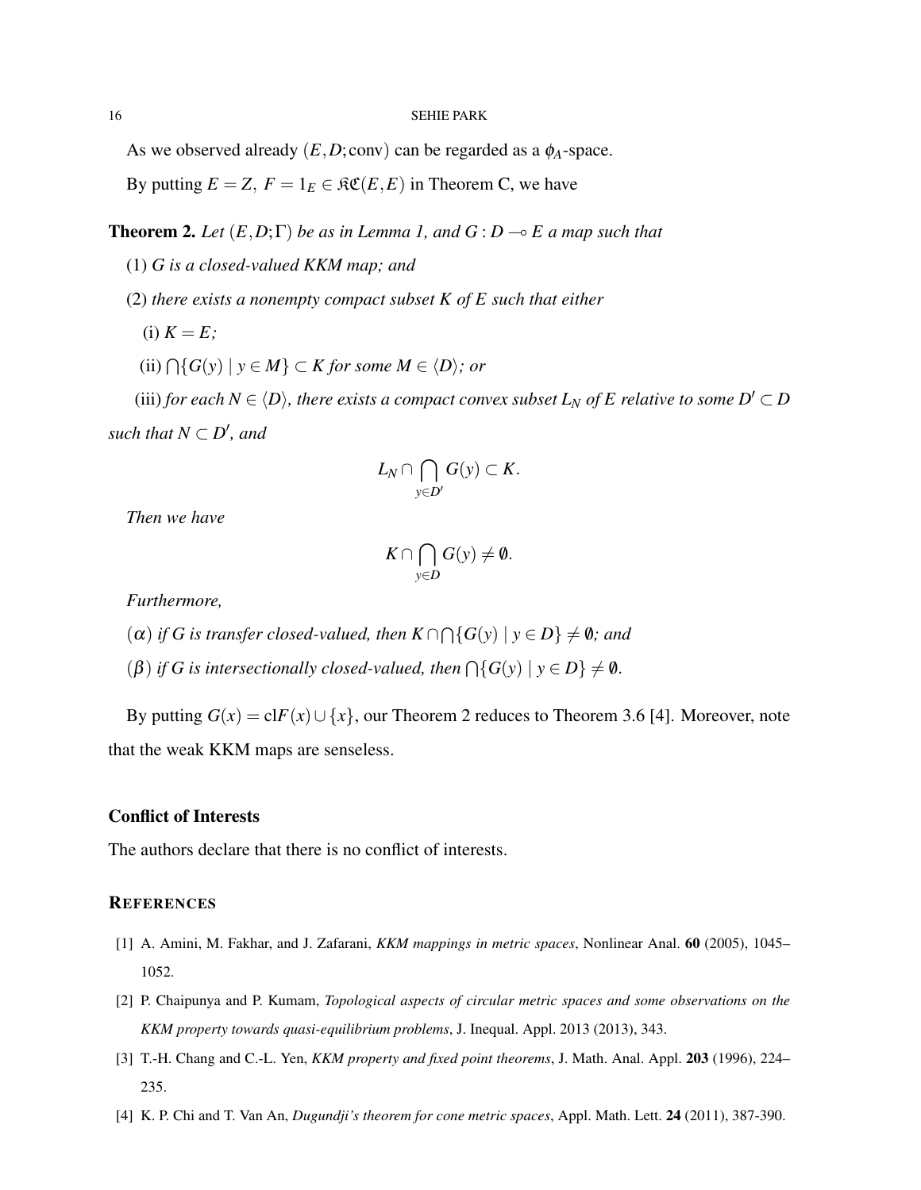As we observed already $(E,D;\mathrm{conv})$ can be regarded as a $\phi_A$-space.

By putting $E = Z,\ F = 1_E \in \mathfrak{KC}(E,E)$ in Theorem C, we have

**Theorem 2.** *Let $(E,D;\Gamma)$ be as in Lemma 1, and $G : D \multimap E$ a map such that*

(1) *$G$ is a closed-valued KKM map; and*

(2) *there exists a nonempty compact subset $K$ of $E$ such that either*

(i) *$K = E$;*

(ii) *$\bigcap\{G(y) \mid y \in M\} \subset K$ for some $M \in \langle D\rangle$; or*

(iii) *for each $N \in \langle D\rangle$, there exists a compact convex subset $L_N$ of $E$ relative to some $D' \subset D$ such that $N \subset D'$, and*

$$L_N \cap \bigcap_{y\in D'} G(y) \subset K.$$

*Then we have*

$$K \cap \bigcap_{y\in D} G(y) \neq \emptyset.$$

*Furthermore,*

$(\alpha)$ *if $G$ is transfer closed-valued, then $K \cap \bigcap\{G(y) \mid y \in D\} \neq \emptyset$; and*

$(\beta)$ *if $G$ is intersectionally closed-valued, then $\bigcap\{G(y) \mid y \in D\} \neq \emptyset$.*

By putting $G(x) = \mathrm{cl}F(x) \cup \{x\}$, our Theorem 2 reduces to Theorem 3.6 [4]. Moreover, note that the weak KKM maps are senseless.

## Conflict of Interests

The authors declare that there is no conflict of interests.

## References

[1] A. Amini, M. Fakhar, and J. Zafarani, *KKM mappings in metric spaces*, Nonlinear Anal. **60** (2005), 1045–1052.

[2] P. Chaipunya and P. Kumam, *Topological aspects of circular metric spaces and some observations on the KKM property towards quasi-equilibrium problems*, J. Inequal. Appl. 2013 (2013), 343.

[3] T.-H. Chang and C.-L. Yen, *KKM property and fixed point theorems*, J. Math. Anal. Appl. **203** (1996), 224–235.

[4] K. P. Chi and T. Van An, *Dugundji's theorem for cone metric spaces*, Appl. Math. Lett. **24** (2011), 387-390.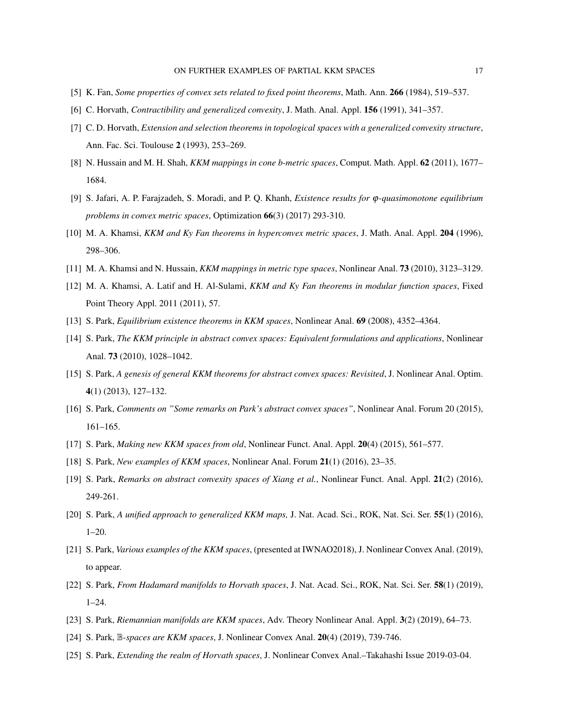[5] K. Fan, *Some properties of convex sets related to fixed point theorems*, Math. Ann. **266** (1984), 519–537.

[6] C. Horvath, *Contractibility and generalized convexity*, J. Math. Anal. Appl. **156** (1991), 341–357.

[7] C. D. Horvath, *Extension and selection theorems in topological spaces with a generalized convexity structure*, Ann. Fac. Sci. Toulouse **2** (1993), 253–269.

[8] N. Hussain and M. H. Shah, *KKM mappings in cone b-metric spaces*, Comput. Math. Appl. **62** (2011), 1677–1684.

[9] S. Jafari, A. P. Farajzadeh, S. Moradi, and P. Q. Khanh, *Existence results for φ-quasimonotone equilibrium problems in convex metric spaces*, Optimization **66**(3) (2017) 293-310.

[10] M. A. Khamsi, *KKM and Ky Fan theorems in hyperconvex metric spaces*, J. Math. Anal. Appl. **204** (1996), 298–306.

[11] M. A. Khamsi and N. Hussain, *KKM mappings in metric type spaces*, Nonlinear Anal. **73** (2010), 3123–3129.

[12] M. A. Khamsi, A. Latif and H. Al-Sulami, *KKM and Ky Fan theorems in modular function spaces*, Fixed Point Theory Appl. 2011 (2011), 57.

[13] S. Park, *Equilibrium existence theorems in KKM spaces*, Nonlinear Anal. **69** (2008), 4352–4364.

[14] S. Park, *The KKM principle in abstract convex spaces: Equivalent formulations and applications*, Nonlinear Anal. **73** (2010), 1028–1042.

[15] S. Park, *A genesis of general KKM theorems for abstract convex spaces: Revisited*, J. Nonlinear Anal. Optim. **4**(1) (2013), 127–132.

[16] S. Park, *Comments on "Some remarks on Park's abstract convex spaces"*, Nonlinear Anal. Forum 20 (2015), 161–165.

[17] S. Park, *Making new KKM spaces from old*, Nonlinear Funct. Anal. Appl. **20**(4) (2015), 561–577.

[18] S. Park, *New examples of KKM spaces*, Nonlinear Anal. Forum **21**(1) (2016), 23–35.

[19] S. Park, *Remarks on abstract convexity spaces of Xiang et al.*, Nonlinear Funct. Anal. Appl. **21**(2) (2016), 249-261.

[20] S. Park, *A unified approach to generalized KKM maps,* J. Nat. Acad. Sci., ROK, Nat. Sci. Ser. **55**(1) (2016), 1–20.

[21] S. Park, *Various examples of the KKM spaces*, (presented at IWNAO2018), J. Nonlinear Convex Anal. (2019), to appear.

[22] S. Park, *From Hadamard manifolds to Horvath spaces*, J. Nat. Acad. Sci., ROK, Nat. Sci. Ser. **58**(1) (2019), 1–24.

[23] S. Park, *Riemannian manifolds are KKM spaces*, Adv. Theory Nonlinear Anal. Appl. **3**(2) (2019), 64–73.

[24] S. Park, *$\mathbb{B}$-spaces are KKM spaces*, J. Nonlinear Convex Anal. **20**(4) (2019), 739-746.

[25] S. Park, *Extending the realm of Horvath spaces*, J. Nonlinear Convex Anal.–Takahashi Issue 2019-03-04.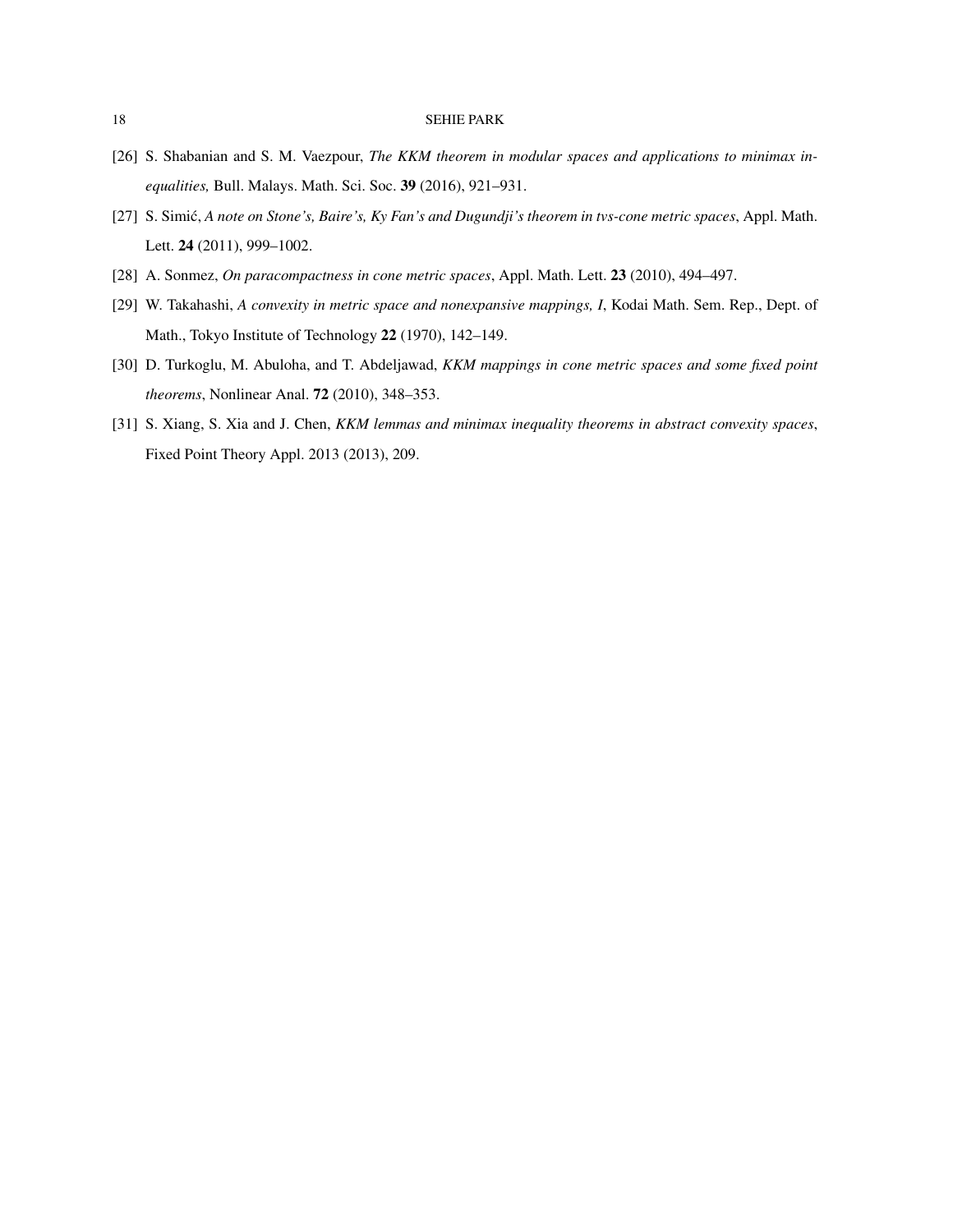[26] S. Shabanian and S. M. Vaezpour, *The KKM theorem in modular spaces and applications to minimax inequalities,* Bull. Malays. Math. Sci. Soc. **39** (2016), 921–931.

[27] S. Simić, *A note on Stone's, Baire's, Ky Fan's and Dugundji's theorem in tvs-cone metric spaces*, Appl. Math. Lett. **24** (2011), 999–1002.

[28] A. Sonmez, *On paracompactness in cone metric spaces*, Appl. Math. Lett. **23** (2010), 494–497.

[29] W. Takahashi, *A convexity in metric space and nonexpansive mappings, I*, Kodai Math. Sem. Rep., Dept. of Math., Tokyo Institute of Technology **22** (1970), 142–149.

[30] D. Turkoglu, M. Abuloha, and T. Abdeljawad, *KKM mappings in cone metric spaces and some fixed point theorems*, Nonlinear Anal. **72** (2010), 348–353.

[31] S. Xiang, S. Xia and J. Chen, *KKM lemmas and minimax inequality theorems in abstract convexity spaces*, Fixed Point Theory Appl. 2013 (2013), 209.